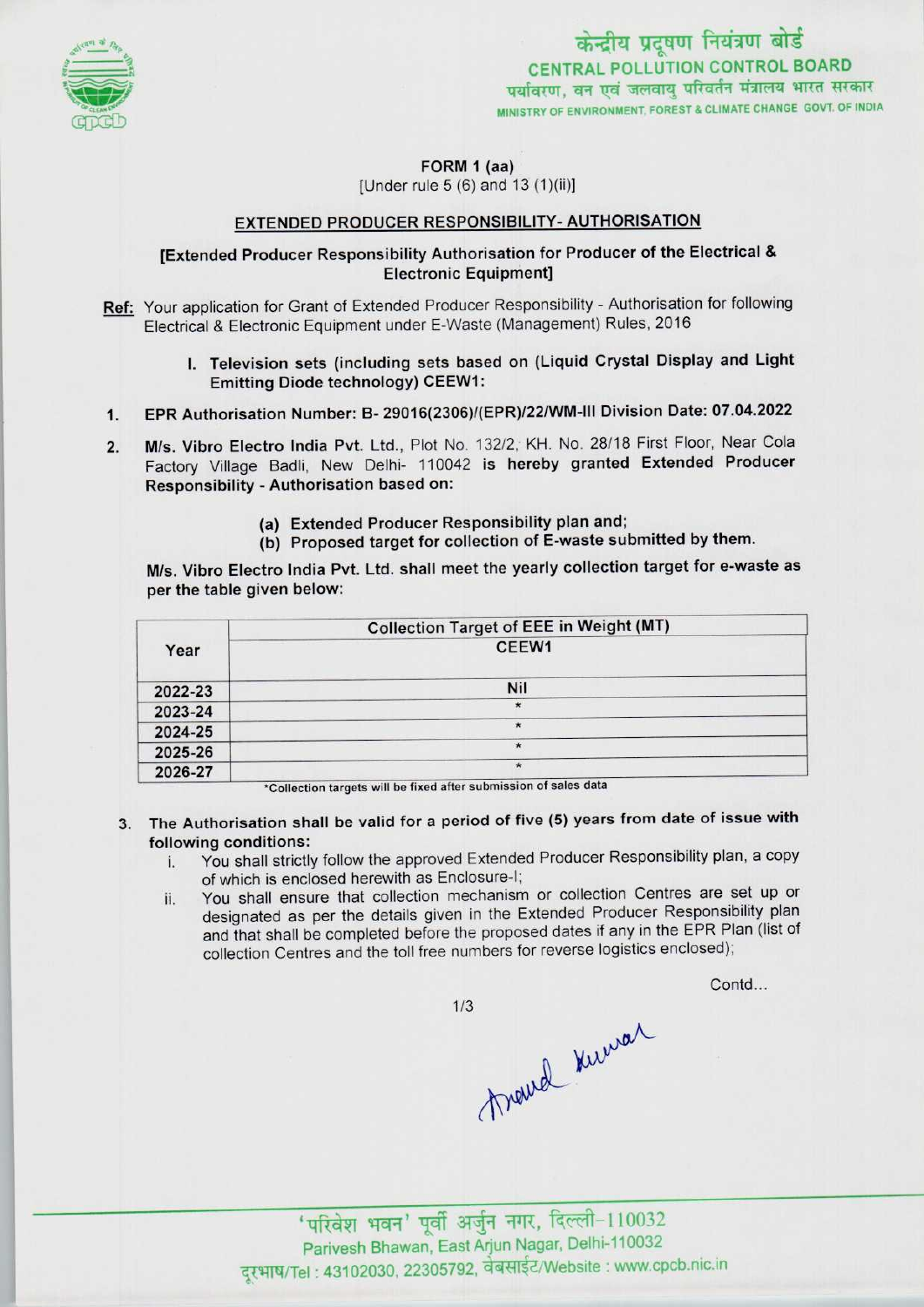केन्द्रीय प्रदूषण नियंत्रण बोर्ड
CENTRAL POLLUTION CONTROL BOARD
पर्यावरण, वन एवं जलवायु परिवर्तन मंत्रालय भारत सरकार
MINISTRY OF ENVIRONMENT, FOREST & CLIMATE CHANGE GOVT. OF INDIA

**FORM 1 (aa)**
[Under rule 5 (6) and 13 (1)(ii)]

## EXTENDED PRODUCER RESPONSIBILITY- AUTHORISATION

**[Extended Producer Responsibility Authorisation for Producer of the Electrical & Electronic Equipment]**

**Ref:** Your application for Grant of Extended Producer Responsibility - Authorisation for following Electrical & Electronic Equipment under E-Waste (Management) Rules, 2016

I. **Television sets (including sets based on (Liquid Crystal Display and Light Emitting Diode technology) CEEW1:**

1. **EPR Authorisation Number: B- 29016(2306)/(EPR)/22/WM-III Division Date: 07.04.2022**

2. **M/s. Vibro Electro India Pvt. Ltd.**, Plot No. 132/2, KH. No. 28/18 First Floor, Near Cola Factory Village Badli, New Delhi- 110042 **is hereby granted Extended Producer Responsibility - Authorisation based on:**

   (a) **Extended Producer Responsibility plan and;**
   (b) **Proposed target for collection of E-waste submitted by them.**

**M/s. Vibro Electro India Pvt. Ltd. shall meet the yearly collection target for e-waste as per the table given below:**

| Year | Collection Target of EEE in Weight (MT) |
|---|---|
| | CEEW1 |
| 2022-23 | Nil |
| 2023-24 | * |
| 2024-25 | * |
| 2025-26 | * |
| 2026-27 | * |

*Collection targets will be fixed after submission of sales data

3. **The Authorisation shall be valid for a period of five (5) years from date of issue with following conditions:**
   i. You shall strictly follow the approved Extended Producer Responsibility plan, a copy of which is enclosed herewith as Enclosure-I;
   ii. You shall ensure that collection mechanism or collection Centres are set up or designated as per the details given in the Extended Producer Responsibility plan and that shall be completed before the proposed dates if any in the EPR Plan (list of collection Centres and the toll free numbers for reverse logistics enclosed);

Contd...

Anand Kumar

'परिवेश भवन' पूर्वी अर्जुन नगर, दिल्ली-110032
Parivesh Bhawan, East Arjun Nagar, Delhi-110032
दूरभाष/Tel : 43102030, 22305792, वेबसाईट/Website : www.cpcb.nic.in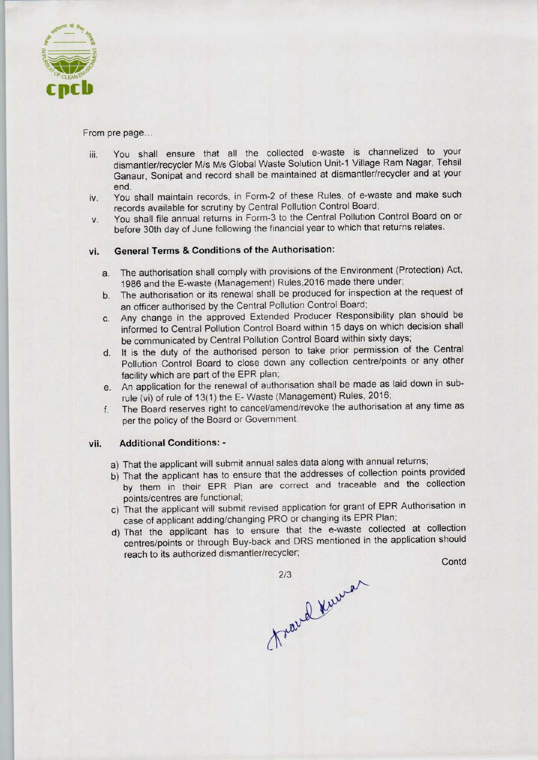From pre page...

iii. You shall ensure that all the collected e-waste is channelized to your dismantler/recycler M/s M/s Global Waste Solution Unit-1 Village Ram Nagar, Tehsil Ganaur, Sonipat and record shall be maintained at dismantler/recycler and at your end.

iv. You shall maintain records, in Form-2 of these Rules, of e-waste and make such records available for scrutiny by Central Pollution Control Board;

v. You shall file annual returns in Form-3 to the Central Pollution Control Board on or before 30th day of June following the financial year to which that returns relates.

vi. **General Terms & Conditions of the Authorisation:**

a. The authorisation shall comply with provisions of the Environment (Protection) Act, 1986 and the E-waste (Management) Rules,2016 made there under;

b. The authorisation or its renewal shall be produced for inspection at the request of an officer authorised by the Central Pollution Control Board;

c. Any change in the approved Extended Producer Responsibility plan should be informed to Central Pollution Control Board within 15 days on which decision shall be communicated by Central Pollution Control Board within sixty days;

d. It is the duty of the authorised person to take prior permission of the Central Pollution Control Board to close down any collection centre/points or any other facility which are part of the EPR plan;

e. An application for the renewal of authorisation shall be made as laid down in sub-rule (vi) of rule of 13(1) the E- Waste (Management) Rules, 2016;

f. The Board reserves right to cancel/amend/revoke the authorisation at any time as per the policy of the Board or Government.

vii. **Additional Conditions: -**

a) That the applicant will submit annual sales data along with annual returns;

b) That the applicant has to ensure that the addresses of collection points provided by them in their EPR Plan are correct and traceable and the collection points/centres are functional;

c) That the applicant will submit revised application for grant of EPR Authorisation in case of applicant adding/changing PRO or changing its EPR Plan;

d) That the applicant has to ensure that the e-waste collected at collection centres/points or through Buy-back and DRS mentioned in the application should reach to its authorized dismantler/recycler;

Contd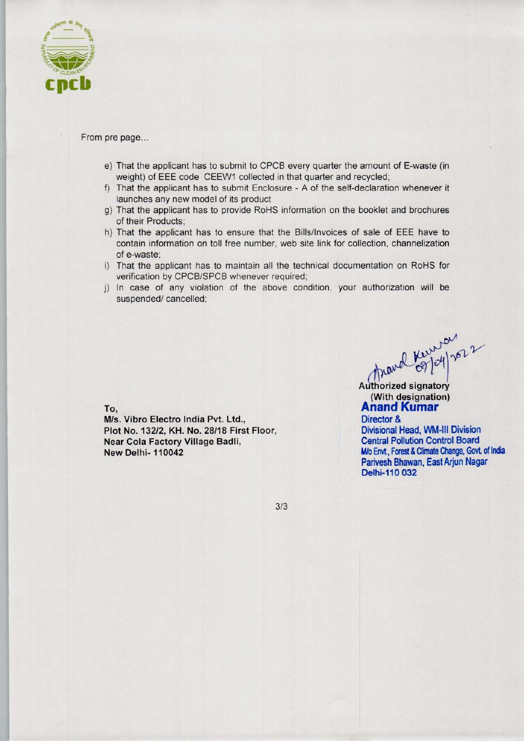From pre page...

- e) That the applicant has to submit to CPCB every quarter the amount of E-waste (in weight) of EEE code CEEW1 collected in that quarter and recycled;
- f) That the applicant has to submit Enclosure - A of the self-declaration whenever it launches any new model of its product
- g) That the applicant has to provide RoHS information on the booklet and brochures of their Products;
- h) That the applicant has to ensure that the Bills/Invoices of sale of EEE have to contain information on toll free number, web site link for collection, channelization of e-waste;
- i) That the applicant has to maintain all the technical documentation on RoHS for verification by CPCB/SPCB whenever required;
- j) In case of any violation of the above condition, your authorization will be suspended/ cancelled;

Anand Kumar 07/04/2022

**Authorized signatory**
**(With designation)**
**Anand Kumar**
Director &
Divisional Head, WM-III Division
Central Pollution Control Board
M/o Envt., Forest & Climate Change, Govt. of India
Parivesh Bhawan, East Arjun Nagar
Delhi-110 032

**To,**
**M/s. Vibro Electro India Pvt. Ltd.,**
**Plot No. 132/2, KH. No. 28/18 First Floor,**
**Near Cola Factory Village Badli,**
**New Delhi- 110042**